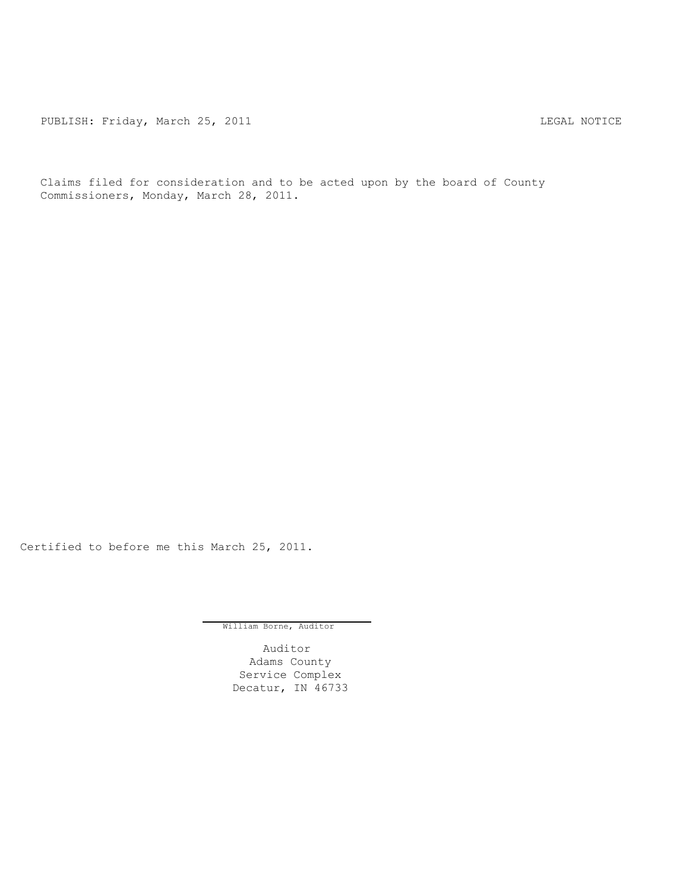PUBLISH: Friday, March 25, 2011 LEGAL NOTICE

Claims filed for consideration and to be acted upon by the board of County Commissioners, Monday, March 28, 2011.

Certified to before me this March 25, 2011.

William Borne, Auditor

Auditor
Adams County
Service Complex
Decatur, IN 46733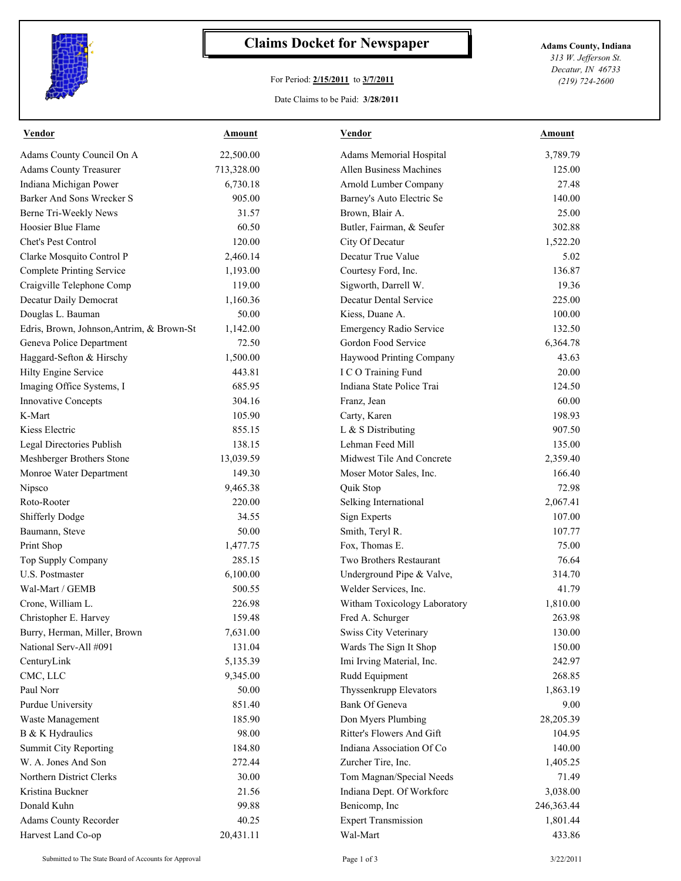# Claims Docket for Newspaper

For Period: **2/15/2011** to **3/7/2011**

Date Claims to be Paid: **3/28/2011**

**Adams County, Indiana**
*313 W. Jefferson St.*
*Decatur, IN 46733*
*(219) 724-2600*

| Vendor | Amount | Vendor | Amount |
|---|---|---|---|
| Adams County Council On A | 22,500.00 | Adams Memorial Hospital | 3,789.79 |
| Adams County Treasurer | 713,328.00 | Allen Business Machines | 125.00 |
| Indiana Michigan Power | 6,730.18 | Arnold Lumber Company | 27.48 |
| Barker And Sons Wrecker S | 905.00 | Barney's Auto Electric Se | 140.00 |
| Berne Tri-Weekly News | 31.57 | Brown, Blair A. | 25.00 |
| Hoosier Blue Flame | 60.50 | Butler, Fairman, & Seufer | 302.88 |
| Chet's Pest Control | 120.00 | City Of Decatur | 1,522.20 |
| Clarke Mosquito Control P | 2,460.14 | Decatur True Value | 5.02 |
| Complete Printing Service | 1,193.00 | Courtesy Ford, Inc. | 136.87 |
| Craigville Telephone Comp | 119.00 | Sigworth, Darrell W. | 19.36 |
| Decatur Daily Democrat | 1,160.36 | Decatur Dental Service | 225.00 |
| Douglas L. Bauman | 50.00 | Kiess, Duane A. | 100.00 |
| Edris, Brown, Johnson,Antrim, & Brown-St | 1,142.00 | Emergency Radio Service | 132.50 |
| Geneva Police Department | 72.50 | Gordon Food Service | 6,364.78 |
| Haggard-Sefton & Hirschy | 1,500.00 | Haywood Printing Company | 43.63 |
| Hilty Engine Service | 443.81 | I C O Training Fund | 20.00 |
| Imaging Office Systems, I | 685.95 | Indiana State Police Trai | 124.50 |
| Innovative Concepts | 304.16 | Franz, Jean | 60.00 |
| K-Mart | 105.90 | Carty, Karen | 198.93 |
| Kiess Electric | 855.15 | L & S Distributing | 907.50 |
| Legal Directories Publish | 138.15 | Lehman Feed Mill | 135.00 |
| Meshberger Brothers Stone | 13,039.59 | Midwest Tile And Concrete | 2,359.40 |
| Monroe Water Department | 149.30 | Moser Motor Sales, Inc. | 166.40 |
| Nipsco | 9,465.38 | Quik Stop | 72.98 |
| Roto-Rooter | 220.00 | Selking International | 2,067.41 |
| Shifferly Dodge | 34.55 | Sign Experts | 107.00 |
| Baumann, Steve | 50.00 | Smith, Teryl R. | 107.77 |
| Print Shop | 1,477.75 | Fox, Thomas E. | 75.00 |
| Top Supply Company | 285.15 | Two Brothers Restaurant | 76.64 |
| U.S. Postmaster | 6,100.00 | Underground Pipe & Valve, | 314.70 |
| Wal-Mart / GEMB | 500.55 | Welder Services, Inc. | 41.79 |
| Crone, William L. | 226.98 | Witham Toxicology Laboratory | 1,810.00 |
| Christopher E. Harvey | 159.48 | Fred A. Schurger | 263.98 |
| Burry, Herman, Miller, Brown | 7,631.00 | Swiss City Veterinary | 130.00 |
| National Serv-All #091 | 131.04 | Wards The Sign It Shop | 150.00 |
| CenturyLink | 5,135.39 | Imi Irving Material, Inc. | 242.97 |
| CMC, LLC | 9,345.00 | Rudd Equipment | 268.85 |
| Paul Norr | 50.00 | Thyssenkrupp Elevators | 1,863.19 |
| Purdue University | 851.40 | Bank Of Geneva | 9.00 |
| Waste Management | 185.90 | Don Myers Plumbing | 28,205.39 |
| B & K Hydraulics | 98.00 | Ritter's Flowers And Gift | 104.95 |
| Summit City Reporting | 184.80 | Indiana Association Of Co | 140.00 |
| W. A. Jones And Son | 272.44 | Zurcher Tire, Inc. | 1,405.25 |
| Northern District Clerks | 30.00 | Tom Magnan/Special Needs | 71.49 |
| Kristina Buckner | 21.56 | Indiana Dept. Of Workforc | 3,038.00 |
| Donald Kuhn | 99.88 | Benicomp, Inc | 246,363.44 |
| Adams County Recorder | 40.25 | Expert Transmission | 1,801.44 |
| Harvest Land Co-op | 20,431.11 | Wal-Mart | 433.86 |

Submitted to The State Board of Accounts for Approval — 3/22/2011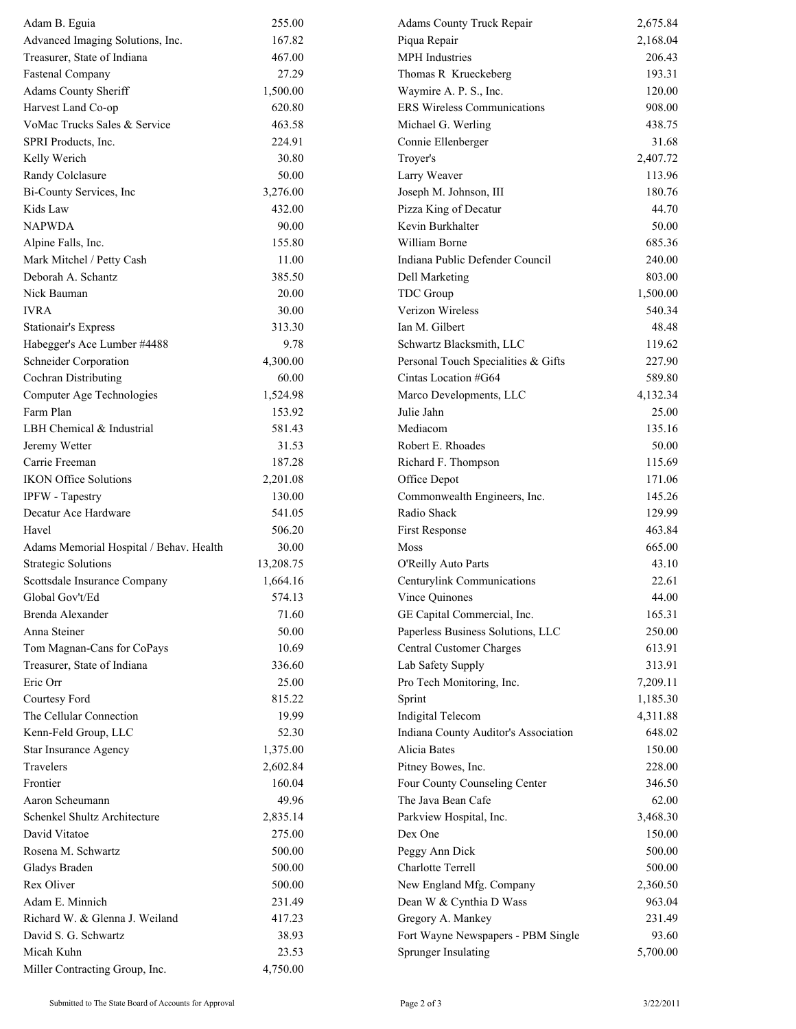| | |
|---|---|
| Adam B. Eguia | 255.00 |
| Advanced Imaging Solutions, Inc. | 167.82 |
| Treasurer, State of Indiana | 467.00 |
| Fastenal Company | 27.29 |
| Adams County Sheriff | 1,500.00 |
| Harvest Land Co-op | 620.80 |
| VoMac Trucks Sales & Service | 463.58 |
| SPRI Products, Inc. | 224.91 |
| Kelly Werich | 30.80 |
| Randy Colclasure | 50.00 |
| Bi-County Services, Inc | 3,276.00 |
| Kids Law | 432.00 |
| NAPWDA | 90.00 |
| Alpine Falls, Inc. | 155.80 |
| Mark Mitchel / Petty Cash | 11.00 |
| Deborah A. Schantz | 385.50 |
| Nick Bauman | 20.00 |
| IVRA | 30.00 |
| Stationair's Express | 313.30 |
| Habegger's Ace Lumber #4488 | 9.78 |
| Schneider Corporation | 4,300.00 |
| Cochran Distributing | 60.00 |
| Computer Age Technologies | 1,524.98 |
| Farm Plan | 153.92 |
| LBH Chemical & Industrial | 581.43 |
| Jeremy Wetter | 31.53 |
| Carrie Freeman | 187.28 |
| IKON Office Solutions | 2,201.08 |
| IPFW - Tapestry | 130.00 |
| Decatur Ace Hardware | 541.05 |
| Havel | 506.20 |
| Adams Memorial Hospital / Behav. Health | 30.00 |
| Strategic Solutions | 13,208.75 |
| Scottsdale Insurance Company | 1,664.16 |
| Global Gov't/Ed | 574.13 |
| Brenda Alexander | 71.60 |
| Anna Steiner | 50.00 |
| Tom Magnan-Cans for CoPays | 10.69 |
| Treasurer, State of Indiana | 336.60 |
| Eric Orr | 25.00 |
| Courtesy Ford | 815.22 |
| The Cellular Connection | 19.99 |
| Kenn-Feld Group, LLC | 52.30 |
| Star Insurance Agency | 1,375.00 |
| Travelers | 2,602.84 |
| Frontier | 160.04 |
| Aaron Scheumann | 49.96 |
| Schenkel Shultz Architecture | 2,835.14 |
| David Vitatoe | 275.00 |
| Rosena M. Schwartz | 500.00 |
| Gladys Braden | 500.00 |
| Rex Oliver | 500.00 |
| Adam E. Minnich | 231.49 |
| Richard W. & Glenna J. Weiland | 417.23 |
| David S. G. Schwartz | 38.93 |
| Micah Kuhn | 23.53 |
| Miller Contracting Group, Inc. | 4,750.00 |
| Adams County Truck Repair | 2,675.84 |
| Piqua Repair | 2,168.04 |
| MPH Industries | 206.43 |
| Thomas R Krueckeberg | 193.31 |
| Waymire A. P. S., Inc. | 120.00 |
| ERS Wireless Communications | 908.00 |
| Michael G. Werling | 438.75 |
| Connie Ellenberger | 31.68 |
| Troyer's | 2,407.72 |
| Larry Weaver | 113.96 |
| Joseph M. Johnson, III | 180.76 |
| Pizza King of Decatur | 44.70 |
| Kevin Burkhalter | 50.00 |
| William Borne | 685.36 |
| Indiana Public Defender Council | 240.00 |
| Dell Marketing | 803.00 |
| TDC Group | 1,500.00 |
| Verizon Wireless | 540.34 |
| Ian M. Gilbert | 48.48 |
| Schwartz Blacksmith, LLC | 119.62 |
| Personal Touch Specialities & Gifts | 227.90 |
| Cintas Location #G64 | 589.80 |
| Marco Developments, LLC | 4,132.34 |
| Julie Jahn | 25.00 |
| Mediacom | 135.16 |
| Robert E. Rhoades | 50.00 |
| Richard F. Thompson | 115.69 |
| Office Depot | 171.06 |
| Commonwealth Engineers, Inc. | 145.26 |
| Radio Shack | 129.99 |
| First Response | 463.84 |
| Moss | 665.00 |
| O'Reilly Auto Parts | 43.10 |
| Centurylink Communications | 22.61 |
| Vince Quinones | 44.00 |
| GE Capital Commercial, Inc. | 165.31 |
| Paperless Business Solutions, LLC | 250.00 |
| Central Customer Charges | 613.91 |
| Lab Safety Supply | 313.91 |
| Pro Tech Monitoring, Inc. | 7,209.11 |
| Sprint | 1,185.30 |
| Indigital Telecom | 4,311.88 |
| Indiana County Auditor's Association | 648.02 |
| Alicia Bates | 150.00 |
| Pitney Bowes, Inc. | 228.00 |
| Four County Counseling Center | 346.50 |
| The Java Bean Cafe | 62.00 |
| Parkview Hospital, Inc. | 3,468.30 |
| Dex One | 150.00 |
| Peggy Ann Dick | 500.00 |
| Charlotte Terrell | 500.00 |
| New England Mfg. Company | 2,360.50 |
| Dean W & Cynthia D Wass | 963.04 |
| Gregory A. Mankey | 231.49 |
| Fort Wayne Newspapers - PBM Single | 93.60 |
| Sprunger Insulating | 5,700.00 |

Submitted to The State Board of Accounts for Approval

3/22/2011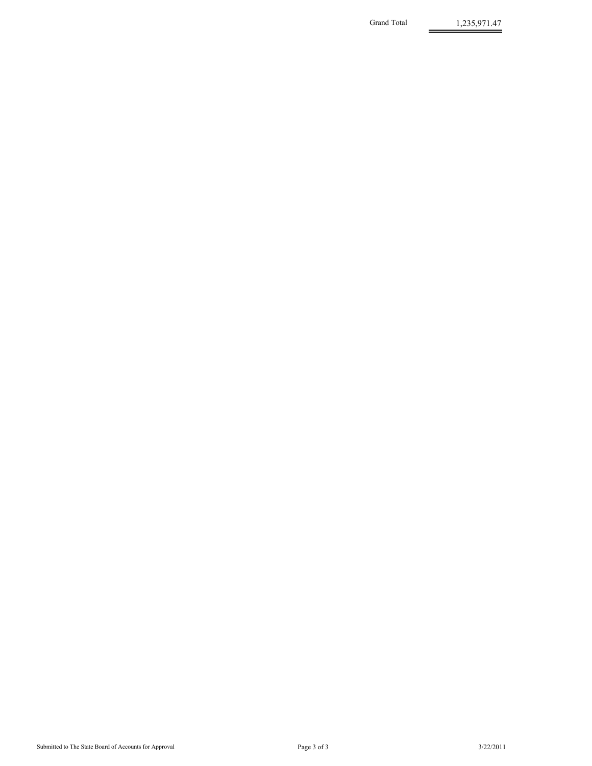| | |
|---|---|
| Grand Total | 1,235,971.47 |